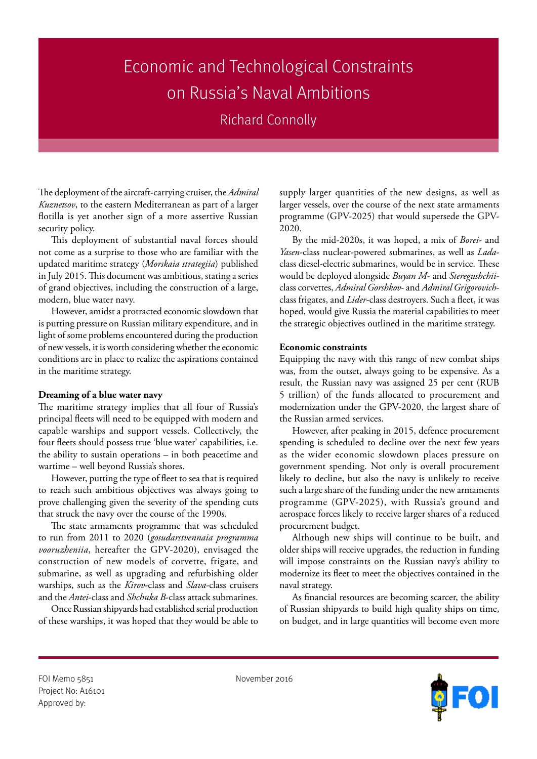# Economic and Technological Constraints on Russia's Naval Ambitions

Richard Connolly

The deployment of the aircraft-carrying cruiser, the *Admiral Kuznetsov*, to the eastern Mediterranean as part of a larger flotilla is yet another sign of a more assertive Russian security policy.

This deployment of substantial naval forces should not come as a surprise to those who are familiar with the updated maritime strategy (*Morskaia strategiia*) published in July 2015. This document was ambitious, stating a series of grand objectives, including the construction of a large, modern, blue water navy.

However, amidst a protracted economic slowdown that is putting pressure on Russian military expenditure, and in light of some problems encountered during the production of new vessels, it is worth considering whether the economic conditions are in place to realize the aspirations contained in the maritime strategy.

**Dreaming of a blue water navy**

The maritime strategy implies that all four of Russia's principal fleets will need to be equipped with modern and capable warships and support vessels. Collectively, the four fleets should possess true 'blue water' capabilities, i.e. the ability to sustain operations – in both peacetime and wartime – well beyond Russia's shores.

However, putting the type of fleet to sea that is required to reach such ambitious objectives was always going to prove challenging given the severity of the spending cuts that struck the navy over the course of the 1990s.

The state armaments programme that was scheduled to run from 2011 to 2020 (*gosudarstvennaia programma vooruzheniia*, hereafter the GPV-2020), envisaged the construction of new models of corvette, frigate, and submarine, as well as upgrading and refurbishing older warships, such as the *Kirov*-class and *Slava*-class cruisers and the *Antei*-class and *Shchuka B*-class attack submarines.

Once Russian shipyards had established serial production of these warships, it was hoped that they would be able to supply larger quantities of the new designs, as well as larger vessels, over the course of the next state armaments programme (GPV-2025) that would supersede the GPV-2020.

By the mid-2020s, it was hoped, a mix of *Borei*- and *Yasen*-class nuclear-powered submarines, as well as *Lada*-class diesel-electric submarines, would be in service. These would be deployed alongside *Buyan M*- and *Steregushchii*-class corvettes, *Admiral Gorshkov*- and *Admiral Grigorovich*-class frigates, and *Lider*-class destroyers. Such a fleet, it was hoped, would give Russia the material capabilities to meet the strategic objectives outlined in the maritime strategy.

**Economic constraints**

Equipping the navy with this range of new combat ships was, from the outset, always going to be expensive. As a result, the Russian navy was assigned 25 per cent (RUB 5 trillion) of the funds allocated to procurement and modernization under the GPV-2020, the largest share of the Russian armed services.

However, after peaking in 2015, defence procurement spending is scheduled to decline over the next few years as the wider economic slowdown places pressure on government spending. Not only is overall procurement likely to decline, but also the navy is unlikely to receive such a large share of the funding under the new armaments programme (GPV-2025), with Russia's ground and aerospace forces likely to receive larger shares of a reduced procurement budget.

Although new ships will continue to be built, and older ships will receive upgrades, the reduction in funding will impose constraints on the Russian navy's ability to modernize its fleet to meet the objectives contained in the naval strategy.

As financial resources are becoming scarcer, the ability of Russian shipyards to build high quality ships on time, on budget, and in large quantities will become even more

FOI Memo 5851
Project No: A16101
Approved by:

November 2016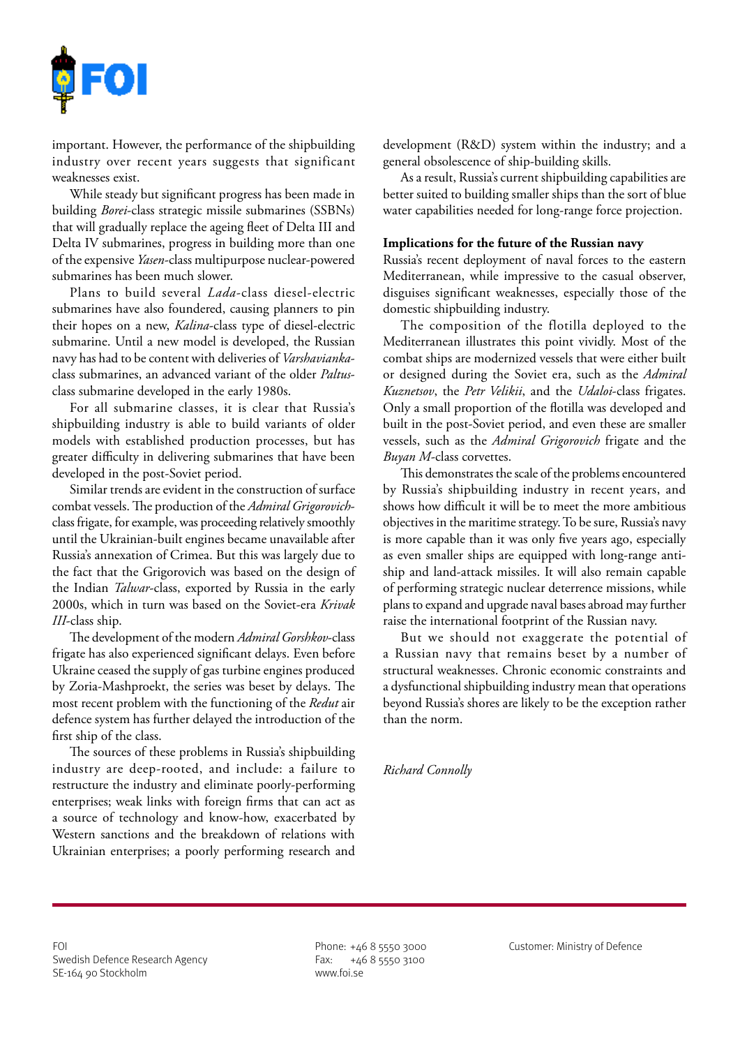important. However, the performance of the shipbuilding industry over recent years suggests that significant weaknesses exist.

While steady but significant progress has been made in building *Borei*-class strategic missile submarines (SSBNs) that will gradually replace the ageing fleet of Delta III and Delta IV submarines, progress in building more than one of the expensive *Yasen*-class multipurpose nuclear-powered submarines has been much slower.

Plans to build several *Lada*-class diesel-electric submarines have also foundered, causing planners to pin their hopes on a new, *Kalina*-class type of diesel-electric submarine. Until a new model is developed, the Russian navy has had to be content with deliveries of *Varshavianka*-class submarines, an advanced variant of the older *Paltus*-class submarine developed in the early 1980s.

For all submarine classes, it is clear that Russia's shipbuilding industry is able to build variants of older models with established production processes, but has greater difficulty in delivering submarines that have been developed in the post-Soviet period.

Similar trends are evident in the construction of surface combat vessels. The production of the *Admiral Grigorovich*-class frigate, for example, was proceeding relatively smoothly until the Ukrainian-built engines became unavailable after Russia's annexation of Crimea. But this was largely due to the fact that the Grigorovich was based on the design of the Indian *Talwar*-class, exported by Russia in the early 2000s, which in turn was based on the Soviet-era *Krivak III*-class ship.

The development of the modern *Admiral Gorshkov*-class frigate has also experienced significant delays. Even before Ukraine ceased the supply of gas turbine engines produced by Zoria-Mashproekt, the series was beset by delays. The most recent problem with the functioning of the *Redut* air defence system has further delayed the introduction of the first ship of the class.

The sources of these problems in Russia's shipbuilding industry are deep-rooted, and include: a failure to restructure the industry and eliminate poorly-performing enterprises; weak links with foreign firms that can act as a source of technology and know-how, exacerbated by Western sanctions and the breakdown of relations with Ukrainian enterprises; a poorly performing research and development (R&D) system within the industry; and a general obsolescence of ship-building skills.

As a result, Russia's current shipbuilding capabilities are better suited to building smaller ships than the sort of blue water capabilities needed for long-range force projection.

**Implications for the future of the Russian navy**

Russia's recent deployment of naval forces to the eastern Mediterranean, while impressive to the casual observer, disguises significant weaknesses, especially those of the domestic shipbuilding industry.

The composition of the flotilla deployed to the Mediterranean illustrates this point vividly. Most of the combat ships are modernized vessels that were either built or designed during the Soviet era, such as the *Admiral Kuznetsov*, the *Petr Velikii*, and the *Udaloi*-class frigates. Only a small proportion of the flotilla was developed and built in the post-Soviet period, and even these are smaller vessels, such as the *Admiral Grigorovich* frigate and the *Buyan M*-class corvettes.

This demonstrates the scale of the problems encountered by Russia's shipbuilding industry in recent years, and shows how difficult it will be to meet the more ambitious objectives in the maritime strategy. To be sure, Russia's navy is more capable than it was only five years ago, especially as even smaller ships are equipped with long-range anti-ship and land-attack missiles. It will also remain capable of performing strategic nuclear deterrence missions, while plans to expand and upgrade naval bases abroad may further raise the international footprint of the Russian navy.

But we should not exaggerate the potential of a Russian navy that remains beset by a number of structural weaknesses. Chronic economic constraints and a dysfunctional shipbuilding industry mean that operations beyond Russia's shores are likely to be the exception rather than the norm.

*Richard Connolly*

FOI
Swedish Defence Research Agency
SE-164 90 Stockholm

Phone: +46 8 5550 3000
Fax: +46 8 5550 3100
www.foi.se

Customer: Ministry of Defence